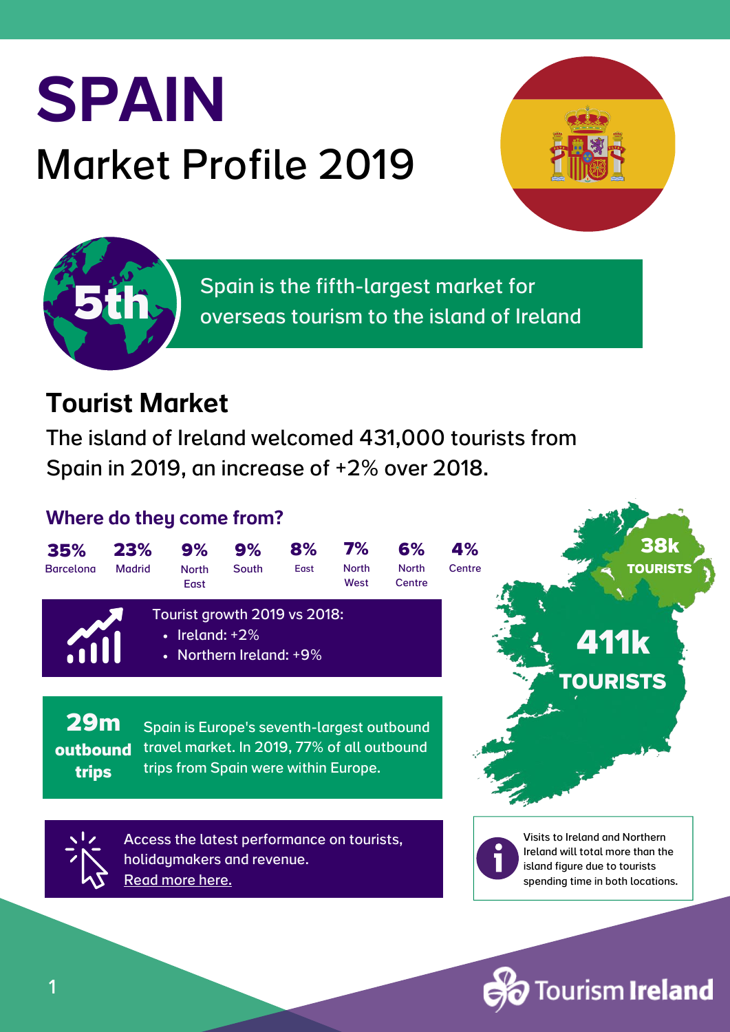# SPAIN

## Market Profile 2019

**5th**

Spain is the fifth-largest market for overseas tourism to the island of Ireland

## Tourist Market

The island of Ireland welcomed 431,000 tourists from Spain in 2019, an increase of +2% over 2018.

### Where do they come from?

| 35% | 23% | 9% | 9% | 8% | 7% | 6% | 4% |
|---|---|---|---|---|---|---|---|
| Barcelona | Madrid | North East | South | East | North West | North Centre | Centre |

Tourist growth 2019 vs 2018:

- Ireland: +2%
- Northern Ireland: +9%

**38k TOURISTS**

**411k TOURISTS**

**29m outbound trips**

Spain is Europe's seventh-largest outbound travel market. In 2019, 77% of all outbound trips from Spain were within Europe.

Access the latest performance on tourists, holidaymakers and revenue. Read more here.

Visits to Ireland and Northern Ireland will total more than the island figure due to tourists spending time in both locations.

Tourism Ireland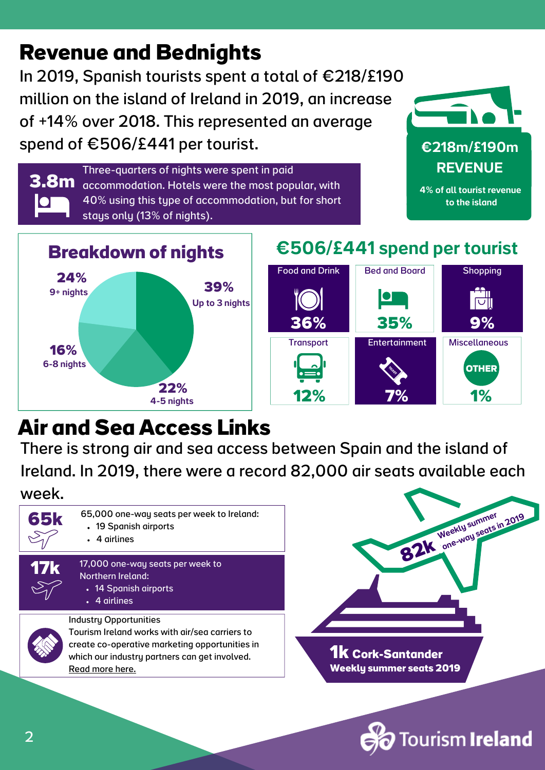# Revenue and Bednights

In 2019, Spanish tourists spent a total of €218/£190 million on the island of Ireland in 2019, an increase of +14% over 2018. This represented an average spend of €506/£441 per tourist.

**€218m/£190m REVENUE**

4% of all tourist revenue to the island

**3.8m**

Three-quarters of nights were spent in paid accommodation. Hotels were the most popular, with 40% using this type of accommodation, but for short stays only (13% of nights).

## Breakdown of nights

| Length of stay | Share |
|---|---|
| Up to 3 nights | 39% |
| 4-5 nights | 22% |
| 6-8 nights | 16% |
| 9+ nights | 24% |

## €506/£441 spend per tourist

| Category | Share |
|---|---|
| Food and Drink | 36% |
| Bed and Board | 35% |
| Shopping | 9% |
| Transport | 12% |
| Entertainment | 7% |
| Miscellaneous | 1% |

# Air and Sea Access Links

There is strong air and sea access between Spain and the island of Ireland. In 2019, there were a record 82,000 air seats available each week.

**65k**

65,000 one-way seats per week to Ireland:
- 19 Spanish airports
- 4 airlines

**17k**

17,000 one-way seats per week to Northern Ireland:
- 14 Spanish airports
- 4 airlines

Industry Opportunities
Tourism Ireland works with air/sea carriers to create co-operative marketing opportunities in which our industry partners can get involved.
Read more here.

**82k** Weekly summer one-way seats in 2019

**1k Cork-Santander**
Weekly summer seats 2019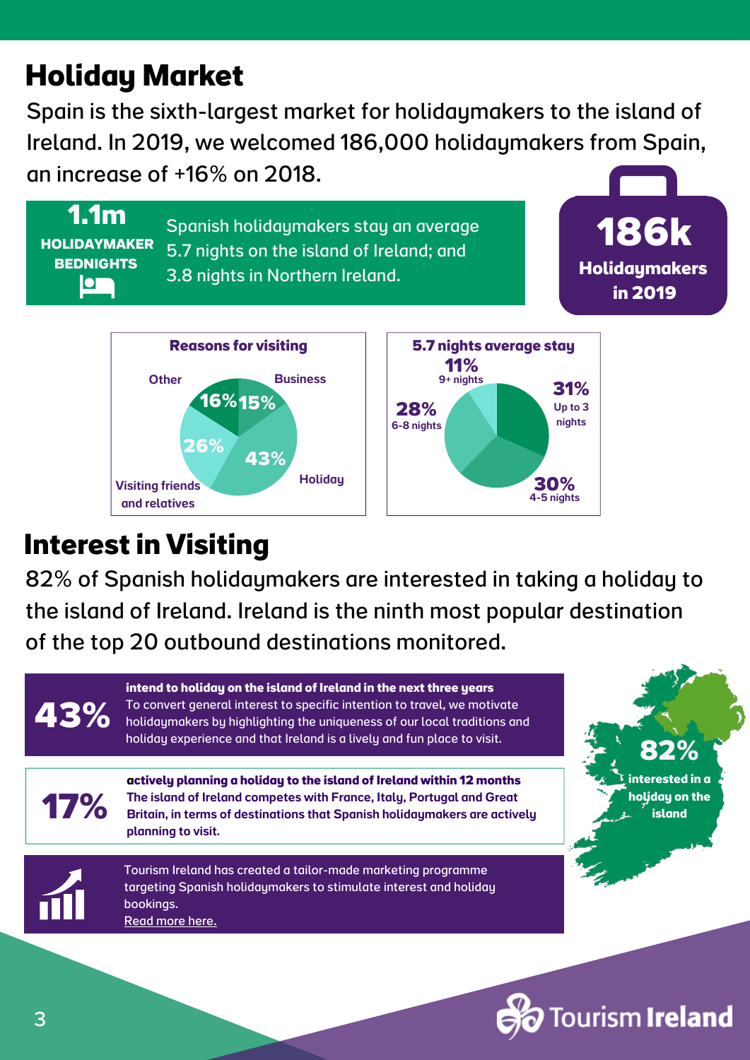# Holiday Market

Spain is the sixth-largest market for holidaymakers to the island of Ireland. In 2019, we welcomed 186,000 holidaymakers from Spain, an increase of +16% on 2018.

**1.1m**
**HOLIDAYMAKER BEDNIGHTS**

Spanish holidaymakers stay an average 5.7 nights on the island of Ireland; and 3.8 nights in Northern Ireland.

**186k**
**Holidaymakers in 2019**

**Reasons for visiting**

| Reason | % |
|---|---|
| Holiday | 43% |
| Visiting friends and relatives | 26% |
| Other | 16% |
| Business | 15% |

**5.7 nights average stay**

| Length of stay | % |
|---|---|
| Up to 3 nights | 31% |
| 4-5 nights | 30% |
| 6-8 nights | 28% |
| 9+ nights | 11% |

# Interest in Visiting

82% of Spanish holidaymakers are interested in taking a holiday to the island of Ireland. Ireland is the ninth most popular destination of the top 20 outbound destinations monitored.

**43%** **intend to holiday on the island of Ireland in the next three years**
To convert general interest to specific intention to travel, we motivate holidaymakers by highlighting the uniqueness of our local traditions and holiday experience and that Ireland is a lively and fun place to visit.

**17%** **actively planning a holiday to the island of Ireland within 12 months**
**The island of Ireland competes with France, Italy, Portugal and Great Britain, in terms of destinations that Spanish holidaymakers are actively planning to visit.**

**82%** **interested in a holiday on the island**

Tourism Ireland has created a tailor-made marketing programme targeting Spanish holidaymakers to stimulate interest and holiday bookings.
Read more here.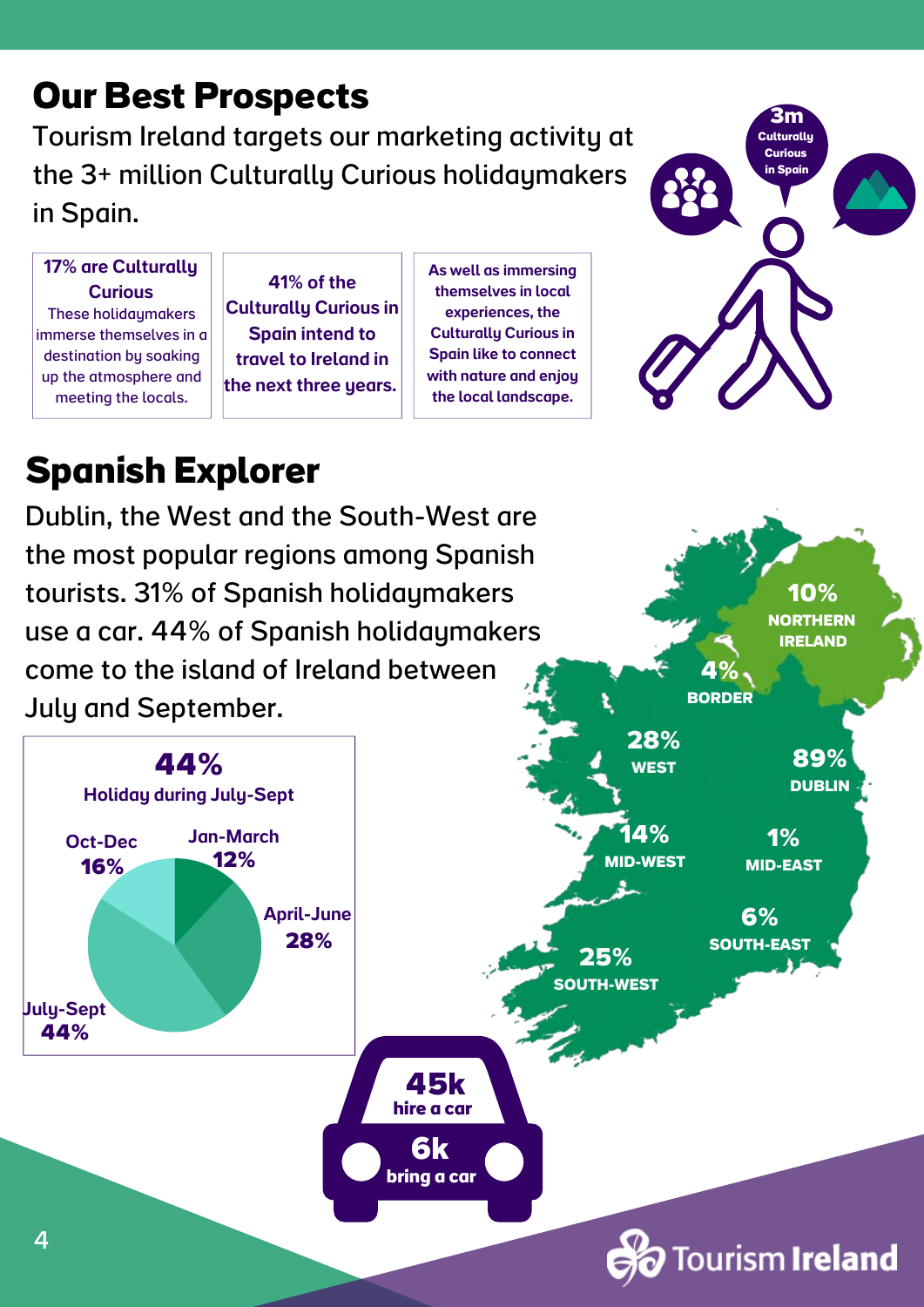# Our Best Prospects

Tourism Ireland targets our marketing activity at the 3+ million Culturally Curious holidaymakers in Spain.

**17% are Culturally Curious**
These holidaymakers immerse themselves in a destination by soaking up the atmosphere and meeting the locals.

**41% of the Culturally Curious in Spain intend to travel to Ireland in the next three years.**

**As well as immersing themselves in local experiences, the Culturally Curious in Spain like to connect with nature and enjoy the local landscape.**

**3m** Culturally Curious in Spain

# Spanish Explorer

Dublin, the West and the South-West are the most popular regions among Spanish tourists. 31% of Spanish holidaymakers use a car. 44% of Spanish holidaymakers come to the island of Ireland between July and September.

**44%**
**Holiday during July-Sept**

| Period | Share |
|---|---|
| Jan-March | 12% |
| April-June | 28% |
| July-Sept | 44% |
| Oct-Dec | 16% |

| Region | Share |
|---|---|
| Northern Ireland | 10% |
| Border | 4% |
| West | 28% |
| Dublin | 89% |
| Mid-West | 14% |
| Mid-East | 1% |
| South-East | 6% |
| South-West | 25% |

**45k** hire a car

**6k** bring a car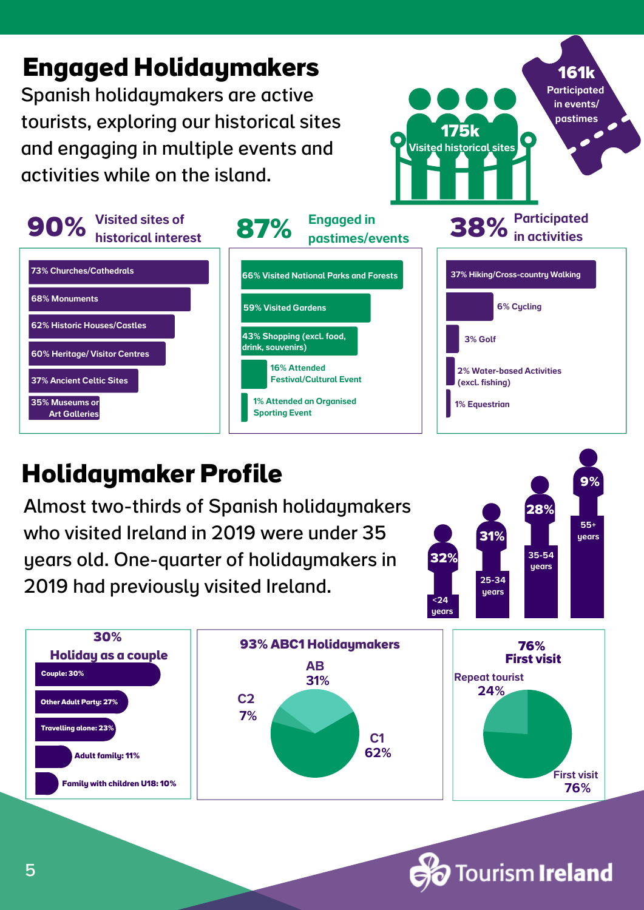# Engaged Holidaymakers

Spanish holidaymakers are active tourists, exploring our historical sites and engaging in multiple events and activities while on the island.

**175k** Visited historical sites

**161k** Participated in events/ pastimes

**90%** Visited sites of historical interest

- 73% Churches/Cathedrals
- 68% Monuments
- 62% Historic Houses/Castles
- 60% Heritage/ Visitor Centres
- 37% Ancient Celtic Sites
- 35% Museums or Art Galleries

**87%** Engaged in pastimes/events

- 66% Visited National Parks and Forests
- 59% Visited Gardens
- 43% Shopping (excl. food, drink, souvenirs)
- 16% Attended Festival/Cultural Event
- 1% Attended an Organised Sporting Event

**38%** Participated in activities

- 37% Hiking/Cross-country Walking
- 6% Cycling
- 3% Golf
- 2% Water-based Activities (excl. fishing)
- 1% Equestrian

# Holidaymaker Profile

Almost two-thirds of Spanish holidaymakers who visited Ireland in 2019 were under 35 years old. One-quarter of holidaymakers in 2019 had previously visited Ireland.

- 32% <24 years
- 31% 25-34 years
- 28% 35-54 years
- 9% 55+ years

**30% Holiday as a couple**

- Couple: 30%
- Other Adult Party: 27%
- Travelling alone: 23%
- Adult family: 11%
- Family with children U18: 10%

**93% ABC1 Holidaymakers**

- AB 31%
- C1 62%
- C2 7%

**76% First visit**

- Repeat tourist 24%
- First visit 76%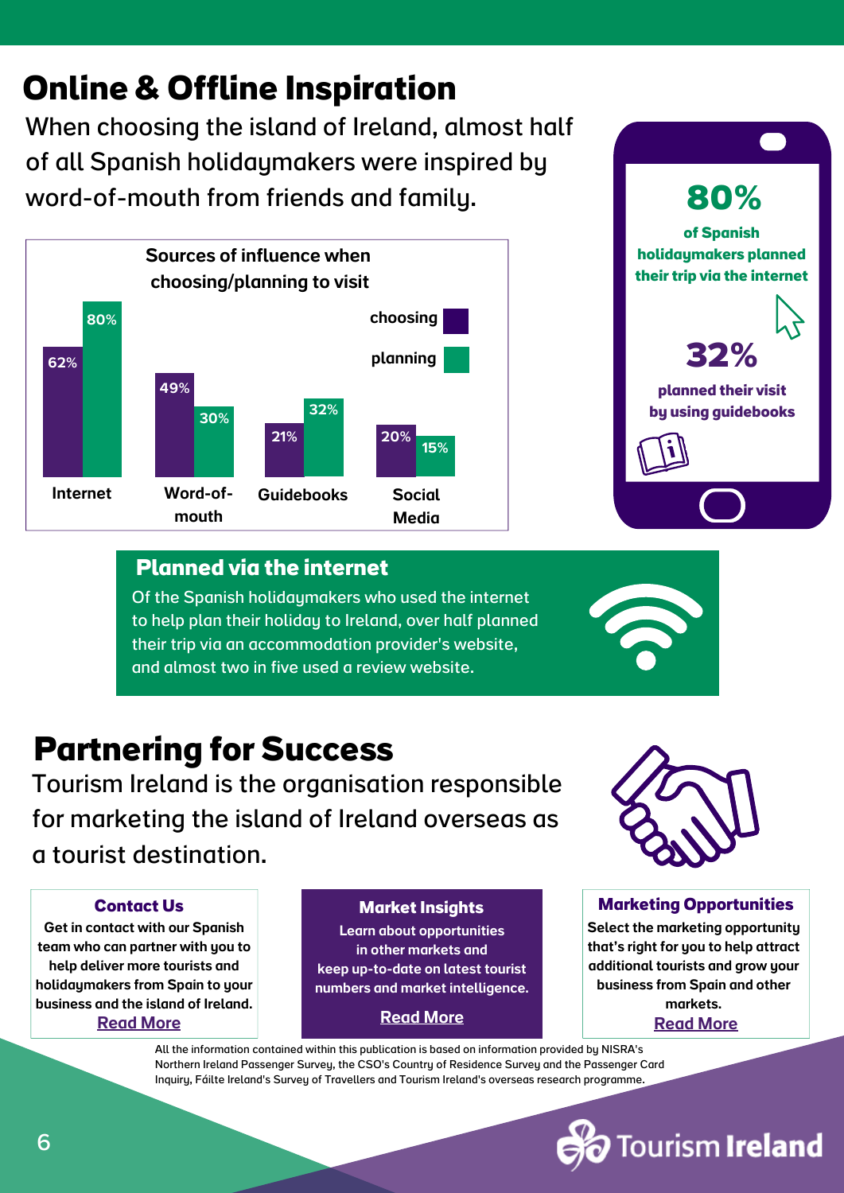# Online & Offline Inspiration

When choosing the island of Ireland, almost half of all Spanish holidaymakers were inspired by word-of-mouth from friends and family.

Sources of influence when choosing/planning to visit

choosing
planning

Internet: 62% 80%
Word-of-mouth: 49% 30%
Guidebooks: 21% 32%
Social Media: 20% 15%

**80%**
**of Spanish holidaymakers planned their trip via the internet**

**32%**
**planned their visit by using guidebooks**

## Planned via the internet

Of the Spanish holidaymakers who used the internet to help plan their holiday to Ireland, over half planned their trip via an accommodation provider's website, and almost two in five used a review website.

# Partnering for Success

Tourism Ireland is the organisation responsible for marketing the island of Ireland overseas as a tourist destination.

### Contact Us

Get in contact with our Spanish team who can partner with you to help deliver more tourists and holidaymakers from Spain to your business and the island of Ireland.
Read More

### Market Insights

Learn about opportunities in other markets and keep up-to-date on latest tourist numbers and market intelligence.
Read More

### Marketing Opportunities

Select the marketing opportunity that's right for you to help attract additional tourists and grow your business from Spain and other markets.
Read More

All the information contained within this publication is based on information provided by NISRA's Northern Ireland Passenger Survey, the CSO's Country of Residence Survey and the Passenger Card Inquiry, Fáilte Ireland's Survey of Travellers and Tourism Ireland's overseas research programme.

Tourism Ireland